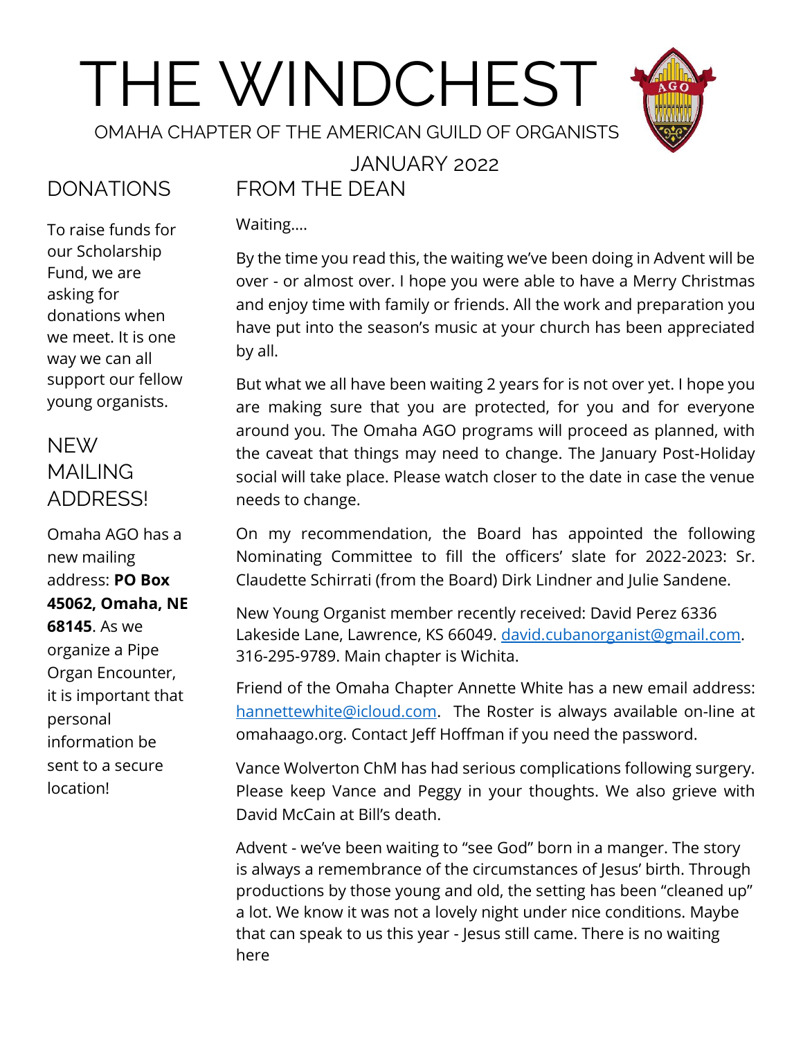# THE WINDCHEST

OMAHA CHAPTER OF THE AMERICAN GUILD OF ORGANISTS

JANUARY 2022

## DONATIONS

To raise funds for our Scholarship Fund, we are asking for donations when we meet. It is one way we can all support our fellow young organists.

## NEW MAILING ADDRESS!

Omaha AGO has a new mailing address: **PO Box 45062, Omaha, NE 68145**. As we organize a Pipe Organ Encounter, it is important that personal information be sent to a secure location!

## FROM THE DEAN

Waiting….

By the time you read this, the waiting we've been doing in Advent will be over - or almost over. I hope you were able to have a Merry Christmas and enjoy time with family or friends. All the work and preparation you have put into the season's music at your church has been appreciated by all.

But what we all have been waiting 2 years for is not over yet. I hope you are making sure that you are protected, for you and for everyone around you. The Omaha AGO programs will proceed as planned, with the caveat that things may need to change. The January Post-Holiday social will take place. Please watch closer to the date in case the venue needs to change.

On my recommendation, the Board has appointed the following Nominating Committee to fill the officers' slate for 2022-2023: Sr. Claudette Schirrati (from the Board) Dirk Lindner and Julie Sandene.

New Young Organist member recently received: David Perez 6336 Lakeside Lane, Lawrence, KS 66049. david.cubanorganist@gmail.com. 316-295-9789. Main chapter is Wichita.

Friend of the Omaha Chapter Annette White has a new email address: hannettewhite@icloud.com. The Roster is always available on-line at omahaago.org. Contact Jeff Hoffman if you need the password.

Vance Wolverton ChM has had serious complications following surgery. Please keep Vance and Peggy in your thoughts. We also grieve with David McCain at Bill's death.

Advent - we've been waiting to "see God" born in a manger. The story is always a remembrance of the circumstances of Jesus' birth. Through productions by those young and old, the setting has been "cleaned up" a lot. We know it was not a lovely night under nice conditions. Maybe that can speak to us this year - Jesus still came. There is no waiting here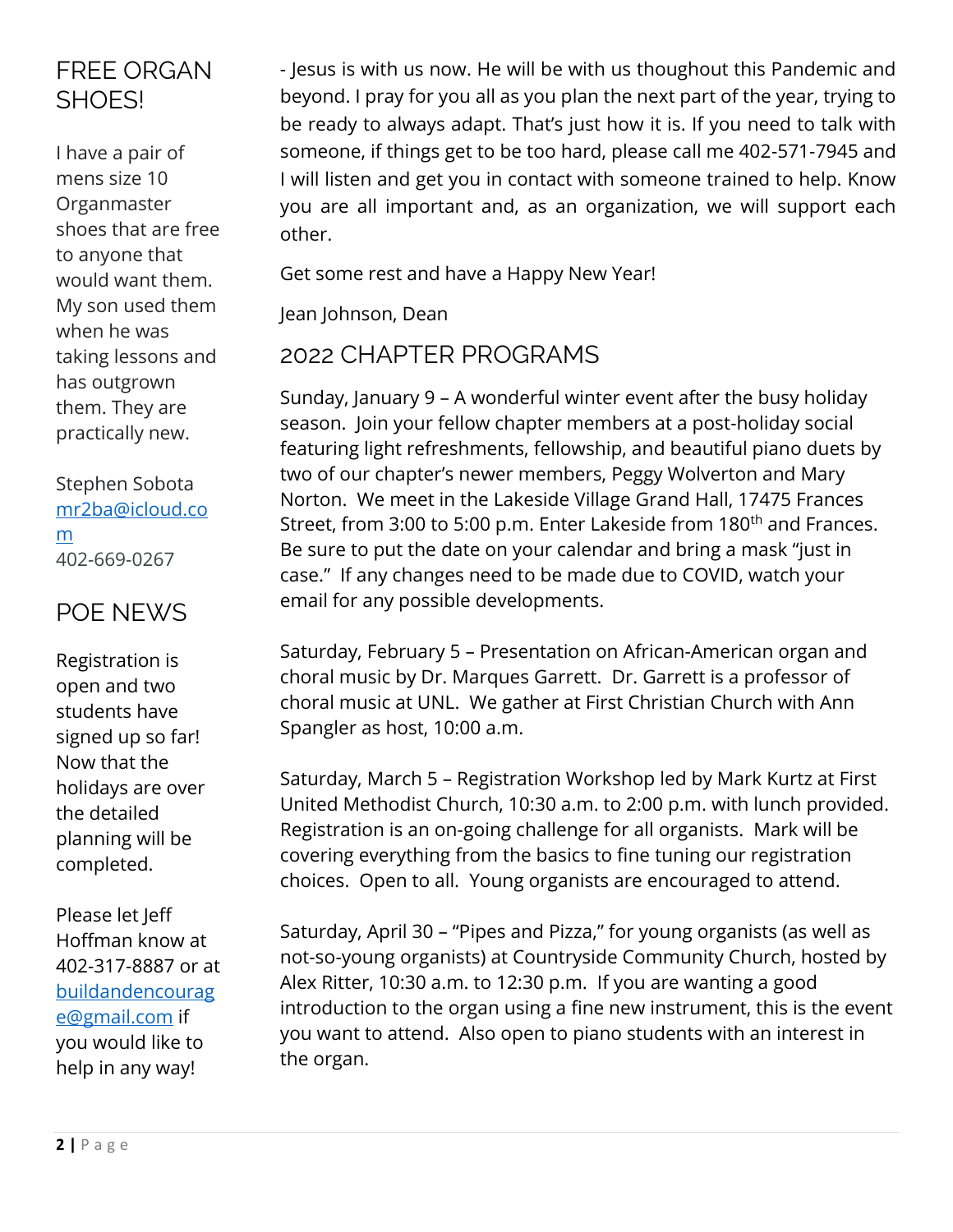## FREE ORGAN SHOES!

I have a pair of mens size 10 Organmaster shoes that are free to anyone that would want them. My son used them when he was taking lessons and has outgrown them. They are practically new.

Stephen Sobota
mr2ba@icloud.com
402-669-0267

## POE NEWS

Registration is open and two students have signed up so far! Now that the holidays are over the detailed planning will be completed.

Please let Jeff Hoffman know at 402-317-8887 or at buildandencourage@gmail.com if you would like to help in any way!

- Jesus is with us now. He will be with us thoughout this Pandemic and beyond. I pray for you all as you plan the next part of the year, trying to be ready to always adapt. That's just how it is. If you need to talk with someone, if things get to be too hard, please call me 402-571-7945 and I will listen and get you in contact with someone trained to help. Know you are all important and, as an organization, we will support each other.

Get some rest and have a Happy New Year!

Jean Johnson, Dean

## 2022 CHAPTER PROGRAMS

Sunday, January 9 – A wonderful winter event after the busy holiday season. Join your fellow chapter members at a post-holiday social featuring light refreshments, fellowship, and beautiful piano duets by two of our chapter's newer members, Peggy Wolverton and Mary Norton. We meet in the Lakeside Village Grand Hall, 17475 Frances Street, from 3:00 to 5:00 p.m. Enter Lakeside from 180th and Frances. Be sure to put the date on your calendar and bring a mask "just in case." If any changes need to be made due to COVID, watch your email for any possible developments.

Saturday, February 5 – Presentation on African-American organ and choral music by Dr. Marques Garrett. Dr. Garrett is a professor of choral music at UNL. We gather at First Christian Church with Ann Spangler as host, 10:00 a.m.

Saturday, March 5 – Registration Workshop led by Mark Kurtz at First United Methodist Church, 10:30 a.m. to 2:00 p.m. with lunch provided. Registration is an on-going challenge for all organists. Mark will be covering everything from the basics to fine tuning our registration choices. Open to all. Young organists are encouraged to attend.

Saturday, April 30 – "Pipes and Pizza," for young organists (as well as not-so-young organists) at Countryside Community Church, hosted by Alex Ritter, 10:30 a.m. to 12:30 p.m. If you are wanting a good introduction to the organ using a fine new instrument, this is the event you want to attend. Also open to piano students with an interest in the organ.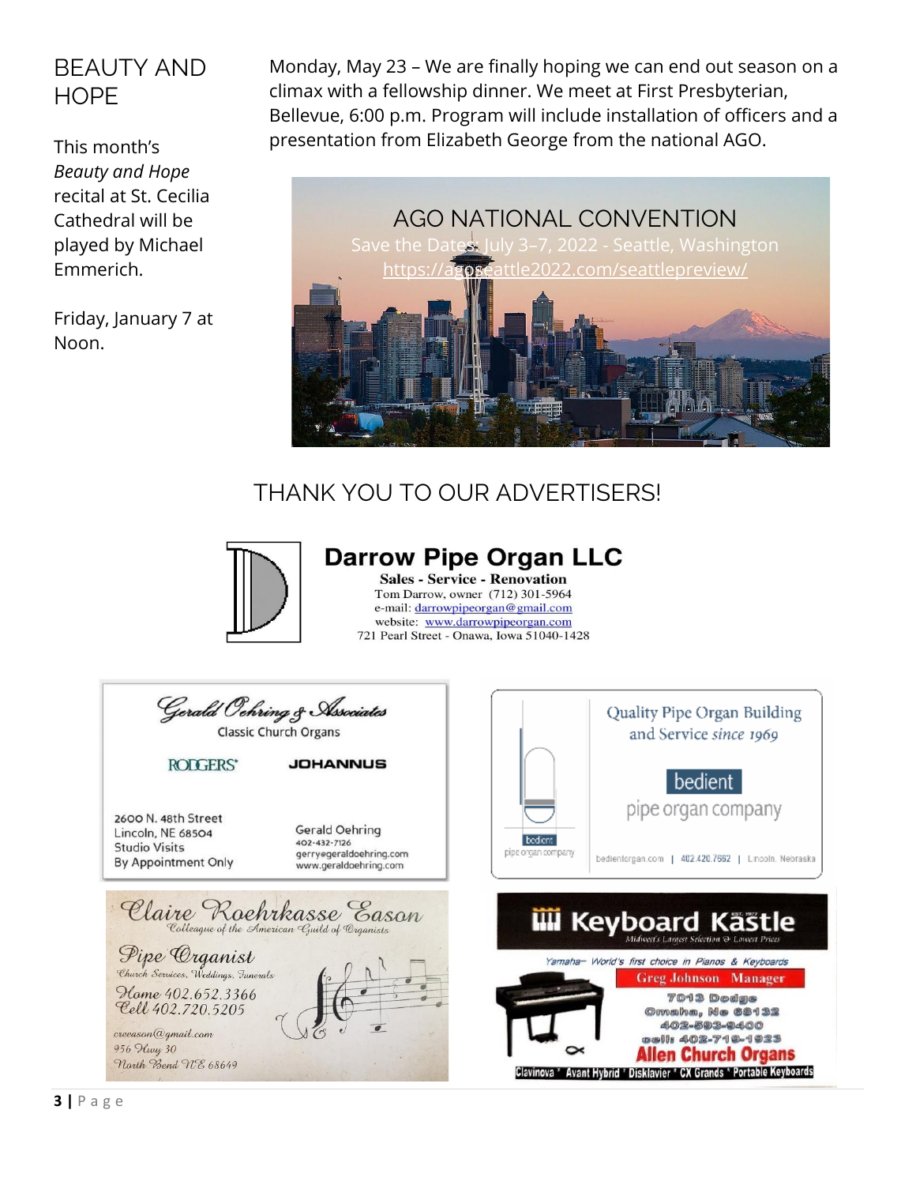## BEAUTY AND HOPE

This month's *Beauty and Hope* recital at St. Cecilia Cathedral will be played by Michael Emmerich.

Friday, January 7 at Noon.

Monday, May 23 – We are finally hoping we can end out season on a climax with a fellowship dinner. We meet at First Presbyterian, Bellevue, 6:00 p.m. Program will include installation of officers and a presentation from Elizabeth George from the national AGO.

AGO NATIONAL CONVENTION

Save the Dates: July 3–7, 2022 - Seattle, Washington

https://agoseattle2022.com/seattlepreview/

## THANK YOU TO OUR ADVERTISERS!

**Darrow Pipe Organ LLC**

**Sales - Service - Renovation**

Tom Darrow, owner (712) 301-5964

e-mail: darrowpipeorgan@gmail.com

website: www.darrowpipeorgan.com

721 Pearl Street - Onawa, Iowa 51040-1428

*Gerald Oehring & Associates*

Classic Church Organs

RODGERS JOHANNUS

2600 N. 48th Street
Lincoln, NE 68504
Studio Visits
By Appointment Only

Gerald Oehring
402-432-7126
gerryegeraldoehring.com
www.geraldoehring.com

Quality Pipe Organ Building and Service *since 1969*

bedient pipe organ company

bedientorgan.com | 402.420.7662 | Lincoln, Nebraska

*Claire Roehrkasse Eason*

*Colleague of the American Guild of Organists*

*Pipe Organist*

*Church Services, Weddings, Funerals*

*Home 402.652.3366*
*Cell 402.720.5205*

*creeason@gmail.com*
*956 Hwy 30*
*North Bend NE 68649*

**Keyboard Kastle**

Midwest's Largest Selection & Lowest Prices

Yamaha– World's first choice in Pianos & Keyboards

Greg Johnson Manager

7013 Dodge
Omaha, Ne 68132
402-593-9400
cell: 402-719-1923

**Allen Church Organs**

Clavinova * Avant Hybrid * Disklavier * CX Grands * Portable Keyboards